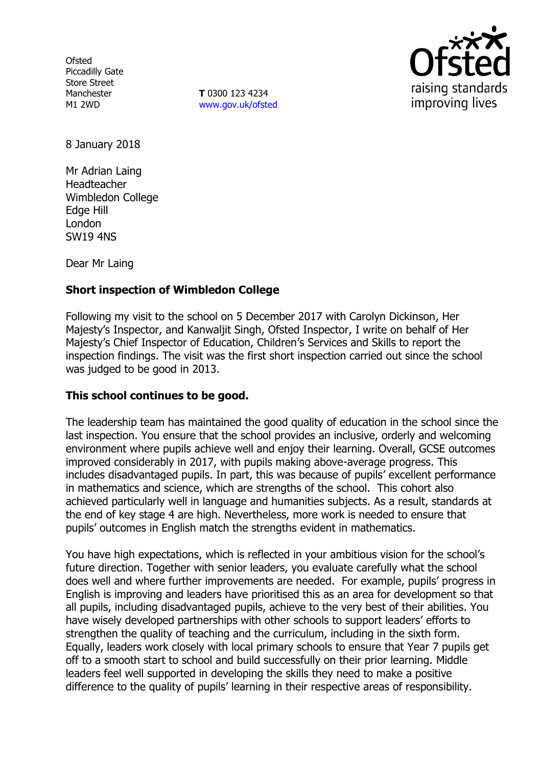Ofsted
Piccadilly Gate
Store Street
Manchester
M1 2WD

**T** 0300 123 4234
www.gov.uk/ofsted

8 January 2018

Mr Adrian Laing
Headteacher
Wimbledon College
Edge Hill
London
SW19 4NS

Dear Mr Laing

**Short inspection of Wimbledon College**

Following my visit to the school on 5 December 2017 with Carolyn Dickinson, Her Majesty's Inspector, and Kanwaljit Singh, Ofsted Inspector, I write on behalf of Her Majesty's Chief Inspector of Education, Children's Services and Skills to report the inspection findings. The visit was the first short inspection carried out since the school was judged to be good in 2013.

**This school continues to be good.**

The leadership team has maintained the good quality of education in the school since the last inspection. You ensure that the school provides an inclusive, orderly and welcoming environment where pupils achieve well and enjoy their learning. Overall, GCSE outcomes improved considerably in 2017, with pupils making above-average progress. This includes disadvantaged pupils. In part, this was because of pupils' excellent performance in mathematics and science, which are strengths of the school. This cohort also achieved particularly well in language and humanities subjects. As a result, standards at the end of key stage 4 are high. Nevertheless, more work is needed to ensure that pupils' outcomes in English match the strengths evident in mathematics.

You have high expectations, which is reflected in your ambitious vision for the school's future direction. Together with senior leaders, you evaluate carefully what the school does well and where further improvements are needed. For example, pupils' progress in English is improving and leaders have prioritised this as an area for development so that all pupils, including disadvantaged pupils, achieve to the very best of their abilities. You have wisely developed partnerships with other schools to support leaders' efforts to strengthen the quality of teaching and the curriculum, including in the sixth form. Equally, leaders work closely with local primary schools to ensure that Year 7 pupils get off to a smooth start to school and build successfully on their prior learning. Middle leaders feel well supported in developing the skills they need to make a positive difference to the quality of pupils' learning in their respective areas of responsibility.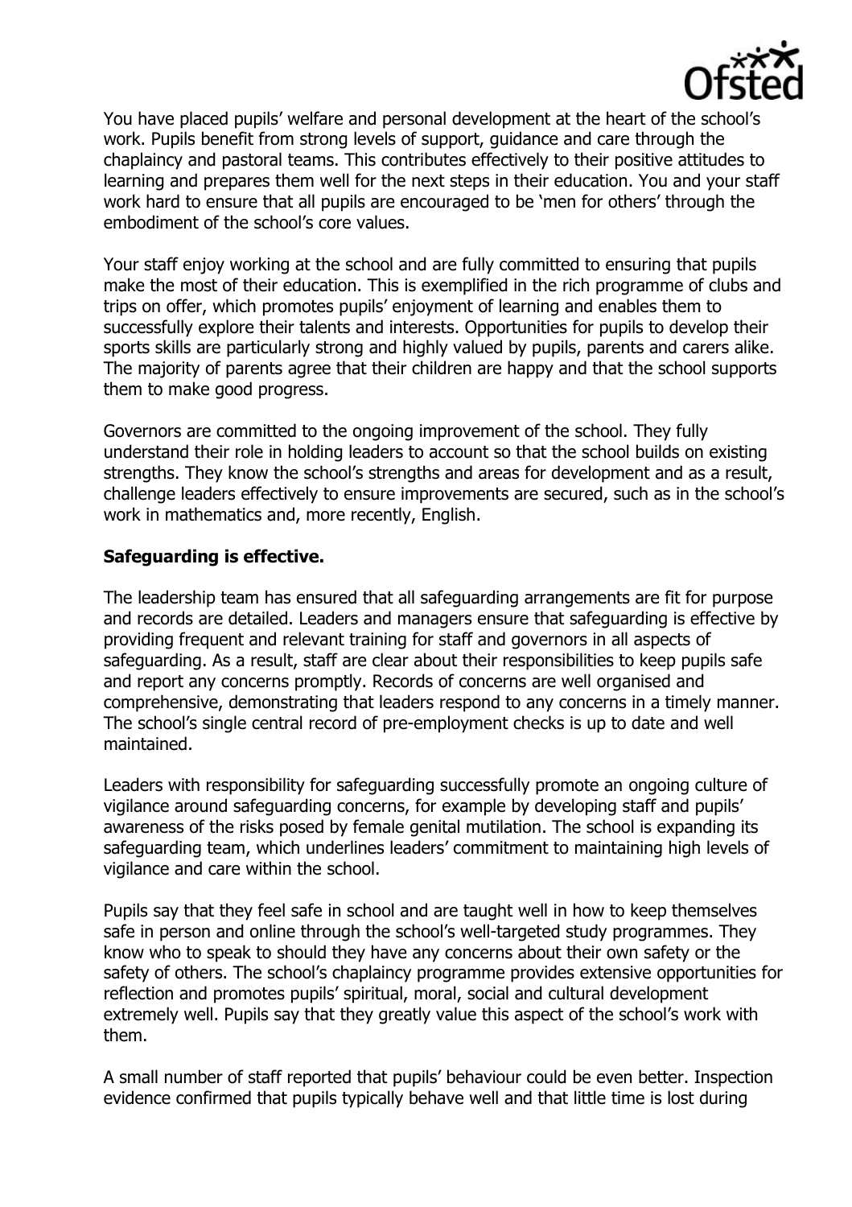You have placed pupils' welfare and personal development at the heart of the school's work. Pupils benefit from strong levels of support, guidance and care through the chaplaincy and pastoral teams. This contributes effectively to their positive attitudes to learning and prepares them well for the next steps in their education. You and your staff work hard to ensure that all pupils are encouraged to be 'men for others' through the embodiment of the school's core values.

Your staff enjoy working at the school and are fully committed to ensuring that pupils make the most of their education. This is exemplified in the rich programme of clubs and trips on offer, which promotes pupils' enjoyment of learning and enables them to successfully explore their talents and interests. Opportunities for pupils to develop their sports skills are particularly strong and highly valued by pupils, parents and carers alike. The majority of parents agree that their children are happy and that the school supports them to make good progress.

Governors are committed to the ongoing improvement of the school. They fully understand their role in holding leaders to account so that the school builds on existing strengths. They know the school's strengths and areas for development and as a result, challenge leaders effectively to ensure improvements are secured, such as in the school's work in mathematics and, more recently, English.

**Safeguarding is effective.**

The leadership team has ensured that all safeguarding arrangements are fit for purpose and records are detailed. Leaders and managers ensure that safeguarding is effective by providing frequent and relevant training for staff and governors in all aspects of safeguarding. As a result, staff are clear about their responsibilities to keep pupils safe and report any concerns promptly. Records of concerns are well organised and comprehensive, demonstrating that leaders respond to any concerns in a timely manner. The school's single central record of pre-employment checks is up to date and well maintained.

Leaders with responsibility for safeguarding successfully promote an ongoing culture of vigilance around safeguarding concerns, for example by developing staff and pupils' awareness of the risks posed by female genital mutilation. The school is expanding its safeguarding team, which underlines leaders' commitment to maintaining high levels of vigilance and care within the school.

Pupils say that they feel safe in school and are taught well in how to keep themselves safe in person and online through the school's well-targeted study programmes. They know who to speak to should they have any concerns about their own safety or the safety of others. The school's chaplaincy programme provides extensive opportunities for reflection and promotes pupils' spiritual, moral, social and cultural development extremely well. Pupils say that they greatly value this aspect of the school's work with them.

A small number of staff reported that pupils' behaviour could be even better. Inspection evidence confirmed that pupils typically behave well and that little time is lost during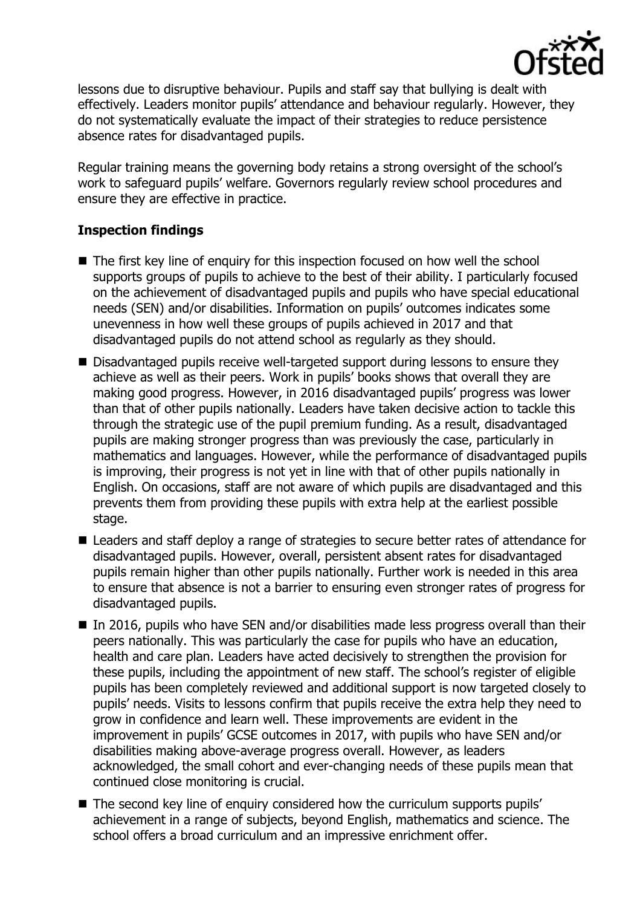lessons due to disruptive behaviour. Pupils and staff say that bullying is dealt with effectively. Leaders monitor pupils' attendance and behaviour regularly. However, they do not systematically evaluate the impact of their strategies to reduce persistence absence rates for disadvantaged pupils.

Regular training means the governing body retains a strong oversight of the school's work to safeguard pupils' welfare. Governors regularly review school procedures and ensure they are effective in practice.

## Inspection findings

- The first key line of enquiry for this inspection focused on how well the school supports groups of pupils to achieve to the best of their ability. I particularly focused on the achievement of disadvantaged pupils and pupils who have special educational needs (SEN) and/or disabilities. Information on pupils' outcomes indicates some unevenness in how well these groups of pupils achieved in 2017 and that disadvantaged pupils do not attend school as regularly as they should.
- Disadvantaged pupils receive well-targeted support during lessons to ensure they achieve as well as their peers. Work in pupils' books shows that overall they are making good progress. However, in 2016 disadvantaged pupils' progress was lower than that of other pupils nationally. Leaders have taken decisive action to tackle this through the strategic use of the pupil premium funding. As a result, disadvantaged pupils are making stronger progress than was previously the case, particularly in mathematics and languages. However, while the performance of disadvantaged pupils is improving, their progress is not yet in line with that of other pupils nationally in English. On occasions, staff are not aware of which pupils are disadvantaged and this prevents them from providing these pupils with extra help at the earliest possible stage.
- Leaders and staff deploy a range of strategies to secure better rates of attendance for disadvantaged pupils. However, overall, persistent absent rates for disadvantaged pupils remain higher than other pupils nationally. Further work is needed in this area to ensure that absence is not a barrier to ensuring even stronger rates of progress for disadvantaged pupils.
- In 2016, pupils who have SEN and/or disabilities made less progress overall than their peers nationally. This was particularly the case for pupils who have an education, health and care plan. Leaders have acted decisively to strengthen the provision for these pupils, including the appointment of new staff. The school's register of eligible pupils has been completely reviewed and additional support is now targeted closely to pupils' needs. Visits to lessons confirm that pupils receive the extra help they need to grow in confidence and learn well. These improvements are evident in the improvement in pupils' GCSE outcomes in 2017, with pupils who have SEN and/or disabilities making above-average progress overall. However, as leaders acknowledged, the small cohort and ever-changing needs of these pupils mean that continued close monitoring is crucial.
- The second key line of enquiry considered how the curriculum supports pupils' achievement in a range of subjects, beyond English, mathematics and science. The school offers a broad curriculum and an impressive enrichment offer.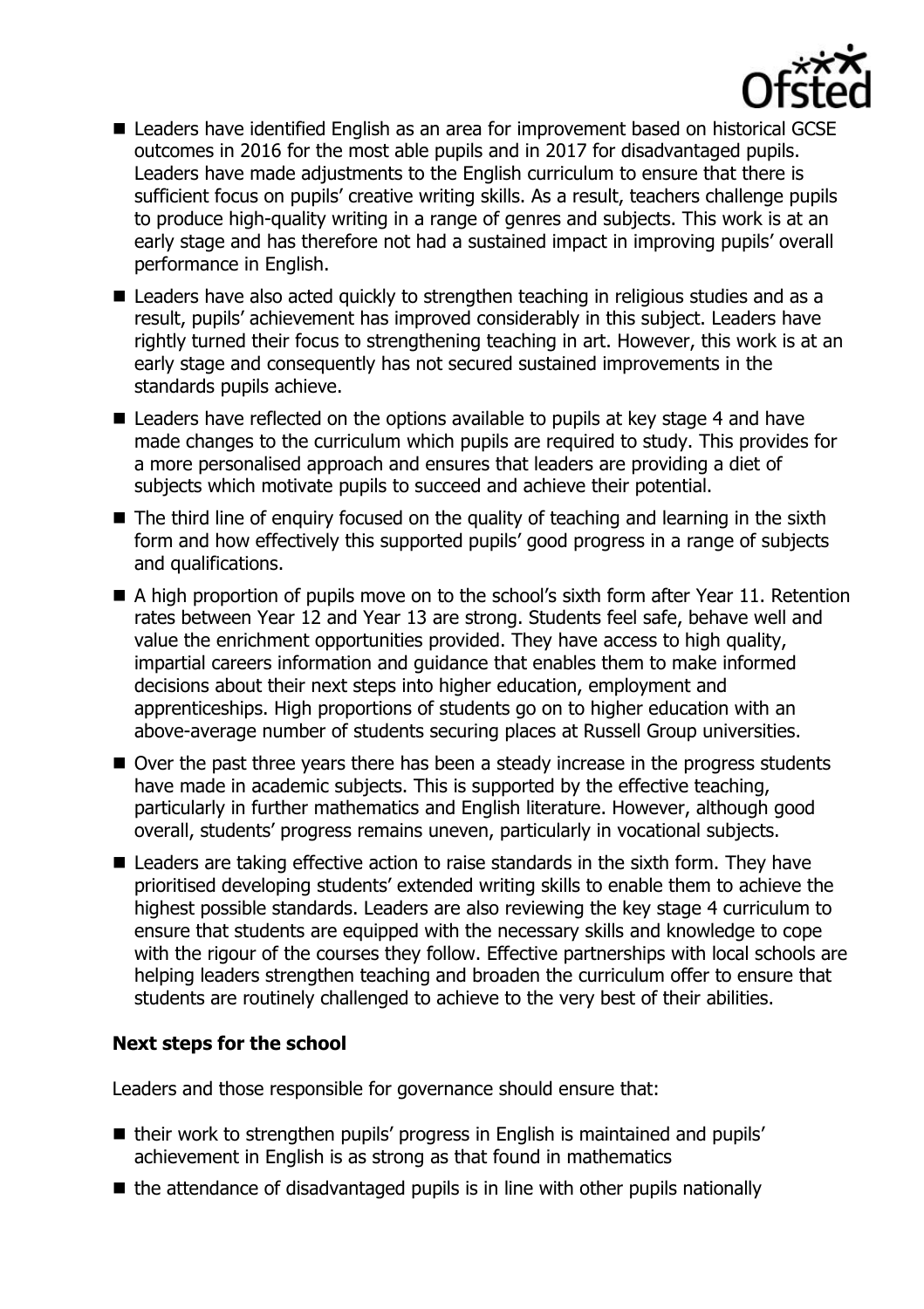- Leaders have identified English as an area for improvement based on historical GCSE outcomes in 2016 for the most able pupils and in 2017 for disadvantaged pupils. Leaders have made adjustments to the English curriculum to ensure that there is sufficient focus on pupils' creative writing skills. As a result, teachers challenge pupils to produce high-quality writing in a range of genres and subjects. This work is at an early stage and has therefore not had a sustained impact in improving pupils' overall performance in English.
- Leaders have also acted quickly to strengthen teaching in religious studies and as a result, pupils' achievement has improved considerably in this subject. Leaders have rightly turned their focus to strengthening teaching in art. However, this work is at an early stage and consequently has not secured sustained improvements in the standards pupils achieve.
- Leaders have reflected on the options available to pupils at key stage 4 and have made changes to the curriculum which pupils are required to study. This provides for a more personalised approach and ensures that leaders are providing a diet of subjects which motivate pupils to succeed and achieve their potential.
- The third line of enquiry focused on the quality of teaching and learning in the sixth form and how effectively this supported pupils' good progress in a range of subjects and qualifications.
- A high proportion of pupils move on to the school's sixth form after Year 11. Retention rates between Year 12 and Year 13 are strong. Students feel safe, behave well and value the enrichment opportunities provided. They have access to high quality, impartial careers information and guidance that enables them to make informed decisions about their next steps into higher education, employment and apprenticeships. High proportions of students go on to higher education with an above-average number of students securing places at Russell Group universities.
- Over the past three years there has been a steady increase in the progress students have made in academic subjects. This is supported by the effective teaching, particularly in further mathematics and English literature. However, although good overall, students' progress remains uneven, particularly in vocational subjects.
- Leaders are taking effective action to raise standards in the sixth form. They have prioritised developing students' extended writing skills to enable them to achieve the highest possible standards. Leaders are also reviewing the key stage 4 curriculum to ensure that students are equipped with the necessary skills and knowledge to cope with the rigour of the courses they follow. Effective partnerships with local schools are helping leaders strengthen teaching and broaden the curriculum offer to ensure that students are routinely challenged to achieve to the very best of their abilities.

**Next steps for the school**

Leaders and those responsible for governance should ensure that:

- their work to strengthen pupils' progress in English is maintained and pupils' achievement in English is as strong as that found in mathematics
- the attendance of disadvantaged pupils is in line with other pupils nationally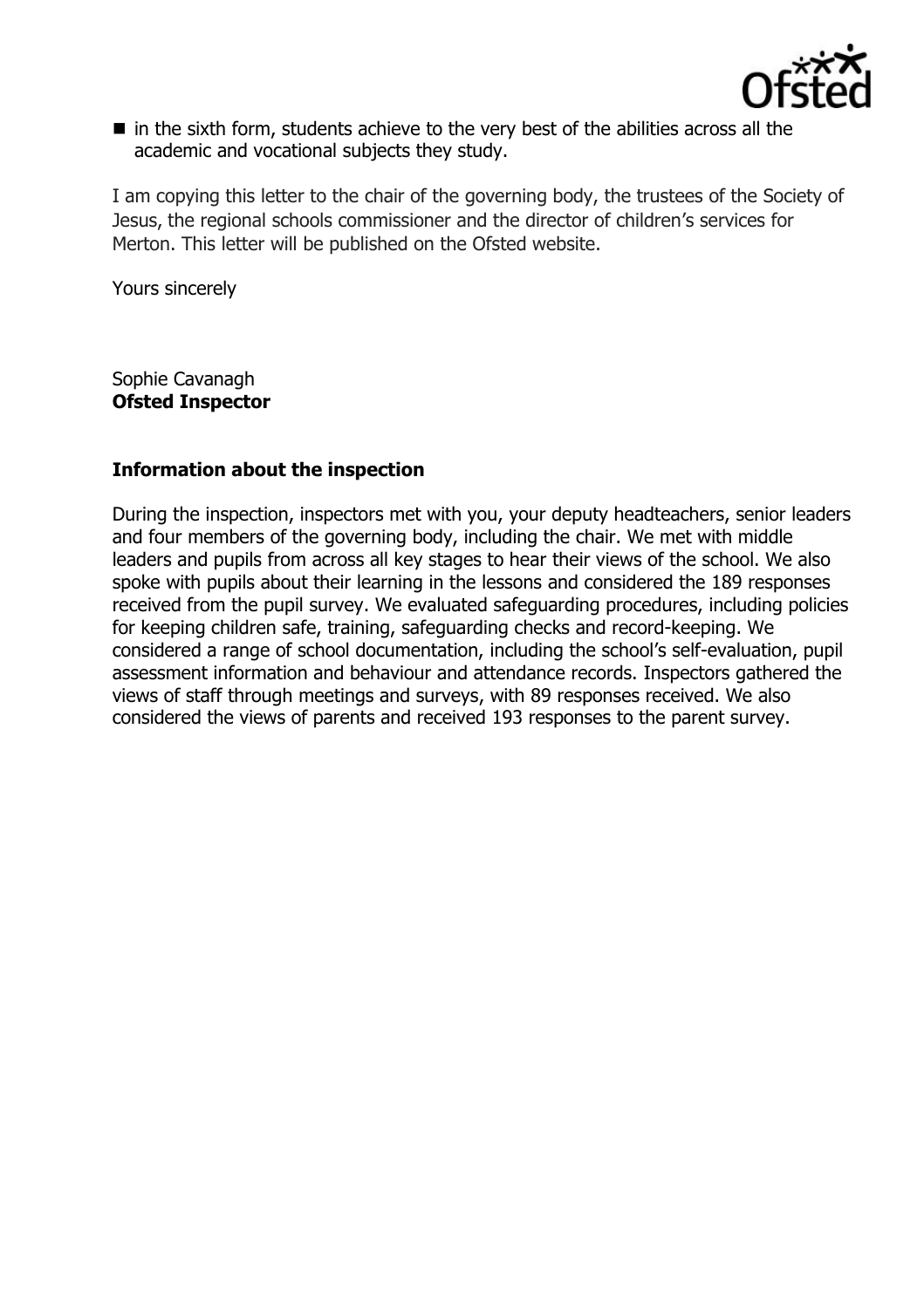- in the sixth form, students achieve to the very best of the abilities across all the academic and vocational subjects they study.

I am copying this letter to the chair of the governing body, the trustees of the Society of Jesus, the regional schools commissioner and the director of children's services for Merton. This letter will be published on the Ofsted website.

Yours sincerely

Sophie Cavanagh
**Ofsted Inspector**

## Information about the inspection

During the inspection, inspectors met with you, your deputy headteachers, senior leaders and four members of the governing body, including the chair. We met with middle leaders and pupils from across all key stages to hear their views of the school. We also spoke with pupils about their learning in the lessons and considered the 189 responses received from the pupil survey. We evaluated safeguarding procedures, including policies for keeping children safe, training, safeguarding checks and record-keeping. We considered a range of school documentation, including the school's self-evaluation, pupil assessment information and behaviour and attendance records. Inspectors gathered the views of staff through meetings and surveys, with 89 responses received. We also considered the views of parents and received 193 responses to the parent survey.